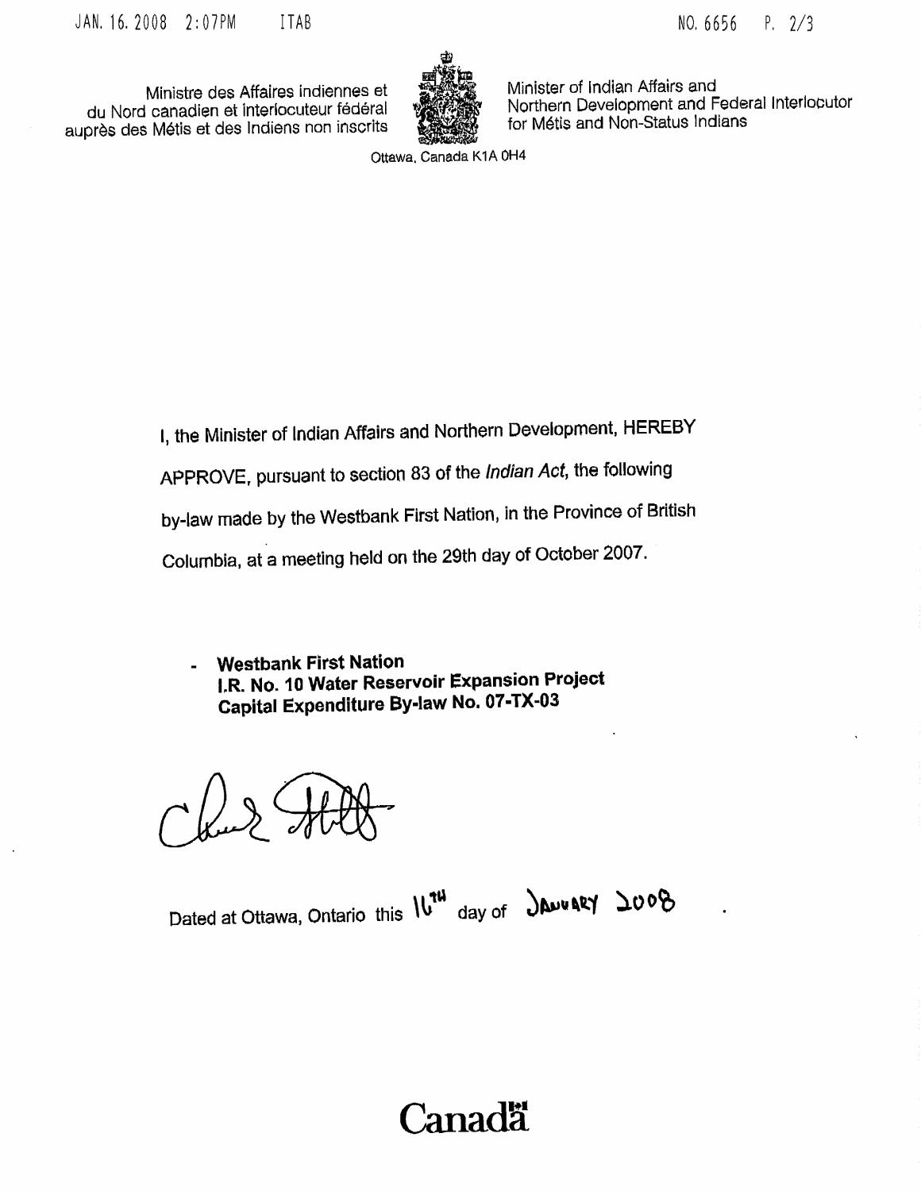Ministre des Affaires indiennes et du Nord canadien et interlocuteur fédéral auprès des Métis et des Indiens non inscrits

Minister of Indian Affairs and Northern Development and Federal Interlocutor for Métis and Non-Status Indians

Ottawa, Canada K1A 0H4

I, the Minister of Indian Affairs and Northern Development, HEREBY APPROVE, pursuant to section 83 of the *Indian Act*, the following by-law made by the Westbank First Nation, in the Province of British Columbia, at a meeting held on the 29th day of October 2007.

- **Westbank First Nation**
  **I.R. No. 10 Water Reservoir Expansion Project**
  **Capital Expenditure By-law No. 07-TX-03**

Dated at Ottawa, Ontario this 16TH day of JANUARY 2008.

Canada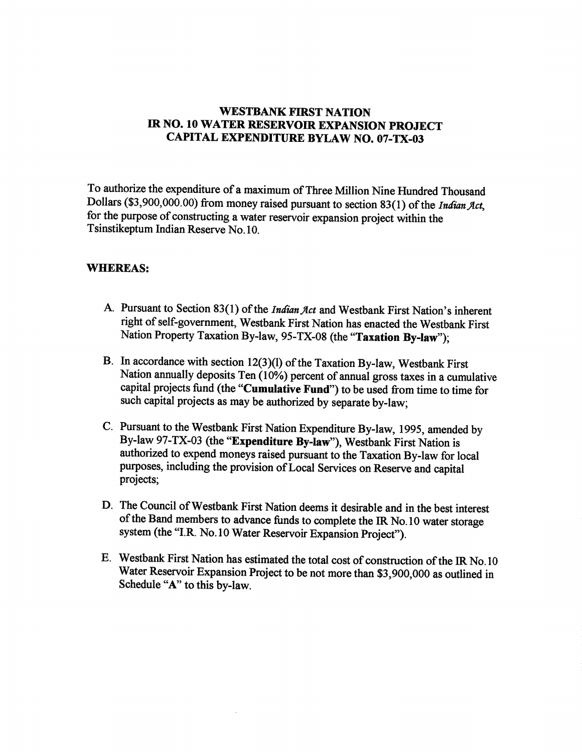# WESTBANK FIRST NATION
# IR NO. 10 WATER RESERVOIR EXPANSION PROJECT
# CAPITAL EXPENDITURE BYLAW NO. 07-TX-03

To authorize the expenditure of a maximum of Three Million Nine Hundred Thousand Dollars ($3,900,000.00) from money raised pursuant to section 83(1) of the *Indian Act*, for the purpose of constructing a water reservoir expansion project within the Tsinstikeptum Indian Reserve No.10.

**WHEREAS:**

A. Pursuant to Section 83(1) of the *Indian Act* and Westbank First Nation's inherent right of self-government, Westbank First Nation has enacted the Westbank First Nation Property Taxation By-law, 95-TX-08 (the "**Taxation By-law**");

B. In accordance with section 12(3)(l) of the Taxation By-law, Westbank First Nation annually deposits Ten (10%) percent of annual gross taxes in a cumulative capital projects fund (the "**Cumulative Fund**") to be used from time to time for such capital projects as may be authorized by separate by-law;

C. Pursuant to the Westbank First Nation Expenditure By-law, 1995, amended by By-law 97-TX-03 (the "**Expenditure By-law**"), Westbank First Nation is authorized to expend moneys raised pursuant to the Taxation By-law for local purposes, including the provision of Local Services on Reserve and capital projects;

D. The Council of Westbank First Nation deems it desirable and in the best interest of the Band members to advance funds to complete the IR No.10 water storage system (the "I.R. No.10 Water Reservoir Expansion Project").

E. Westbank First Nation has estimated the total cost of construction of the IR No.10 Water Reservoir Expansion Project to be not more than $3,900,000 as outlined in Schedule "**A**" to this by-law.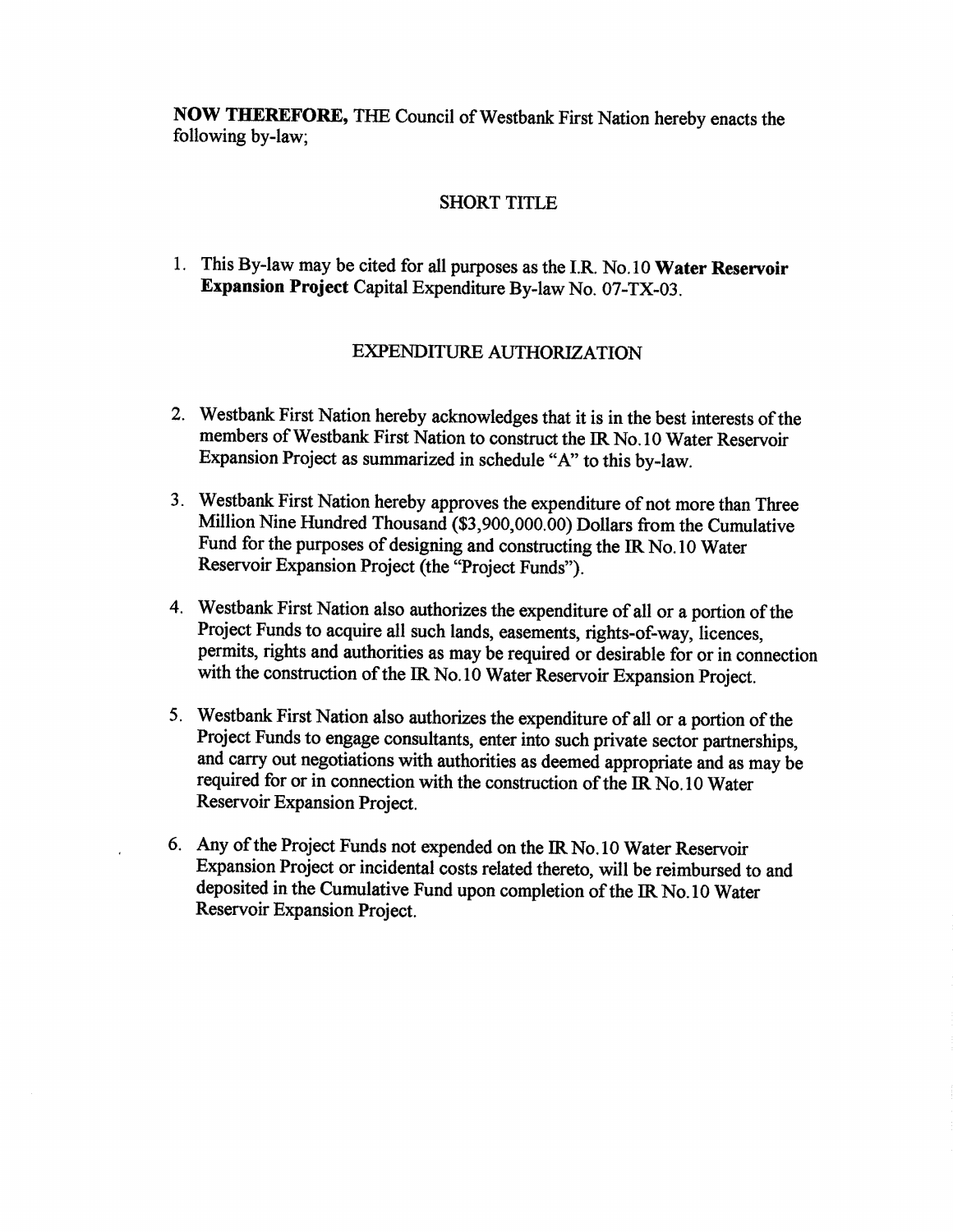**NOW THEREFORE,** THE Council of Westbank First Nation hereby enacts the following by-law;

## SHORT TITLE

1. This By-law may be cited for all purposes as the I.R. No.10 **Water Reservoir Expansion Project** Capital Expenditure By-law No. 07-TX-03.

## EXPENDITURE AUTHORIZATION

2. Westbank First Nation hereby acknowledges that it is in the best interests of the members of Westbank First Nation to construct the IR No.10 Water Reservoir Expansion Project as summarized in schedule "A" to this by-law.

3. Westbank First Nation hereby approves the expenditure of not more than Three Million Nine Hundred Thousand ($3,900,000.00) Dollars from the Cumulative Fund for the purposes of designing and constructing the IR No.10 Water Reservoir Expansion Project (the "Project Funds").

4. Westbank First Nation also authorizes the expenditure of all or a portion of the Project Funds to acquire all such lands, easements, rights-of-way, licences, permits, rights and authorities as may be required or desirable for or in connection with the construction of the IR No.10 Water Reservoir Expansion Project.

5. Westbank First Nation also authorizes the expenditure of all or a portion of the Project Funds to engage consultants, enter into such private sector partnerships, and carry out negotiations with authorities as deemed appropriate and as may be required for or in connection with the construction of the IR No.10 Water Reservoir Expansion Project.

6. Any of the Project Funds not expended on the IR No.10 Water Reservoir Expansion Project or incidental costs related thereto, will be reimbursed to and deposited in the Cumulative Fund upon completion of the IR No.10 Water Reservoir Expansion Project.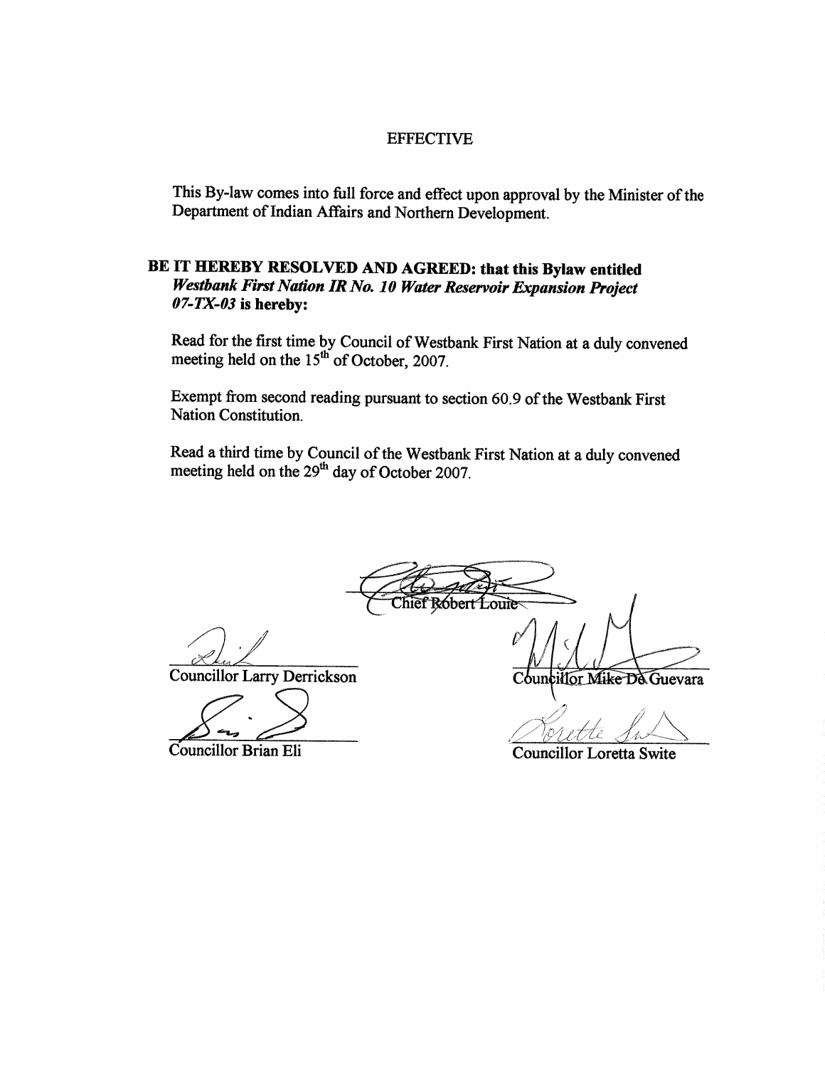## EFFECTIVE

This By-law comes into full force and effect upon approval by the Minister of the Department of Indian Affairs and Northern Development.

**BE IT HEREBY RESOLVED AND AGREED: that this Bylaw entitled *Westbank First Nation IR No. 10 Water Reservoir Expansion Project 07-TX-03* is hereby:**

Read for the first time by Council of Westbank First Nation at a duly convened meeting held on the 15th of October, 2007.

Exempt from second reading pursuant to section 60.9 of the Westbank First Nation Constitution.

Read a third time by Council of the Westbank First Nation at a duly convened meeting held on the 29th day of October 2007.

Chief Robert Louie

Councillor Larry Derrickson

Councillor Mike De Guevara

Councillor Brian Eli

Councillor Loretta Swite